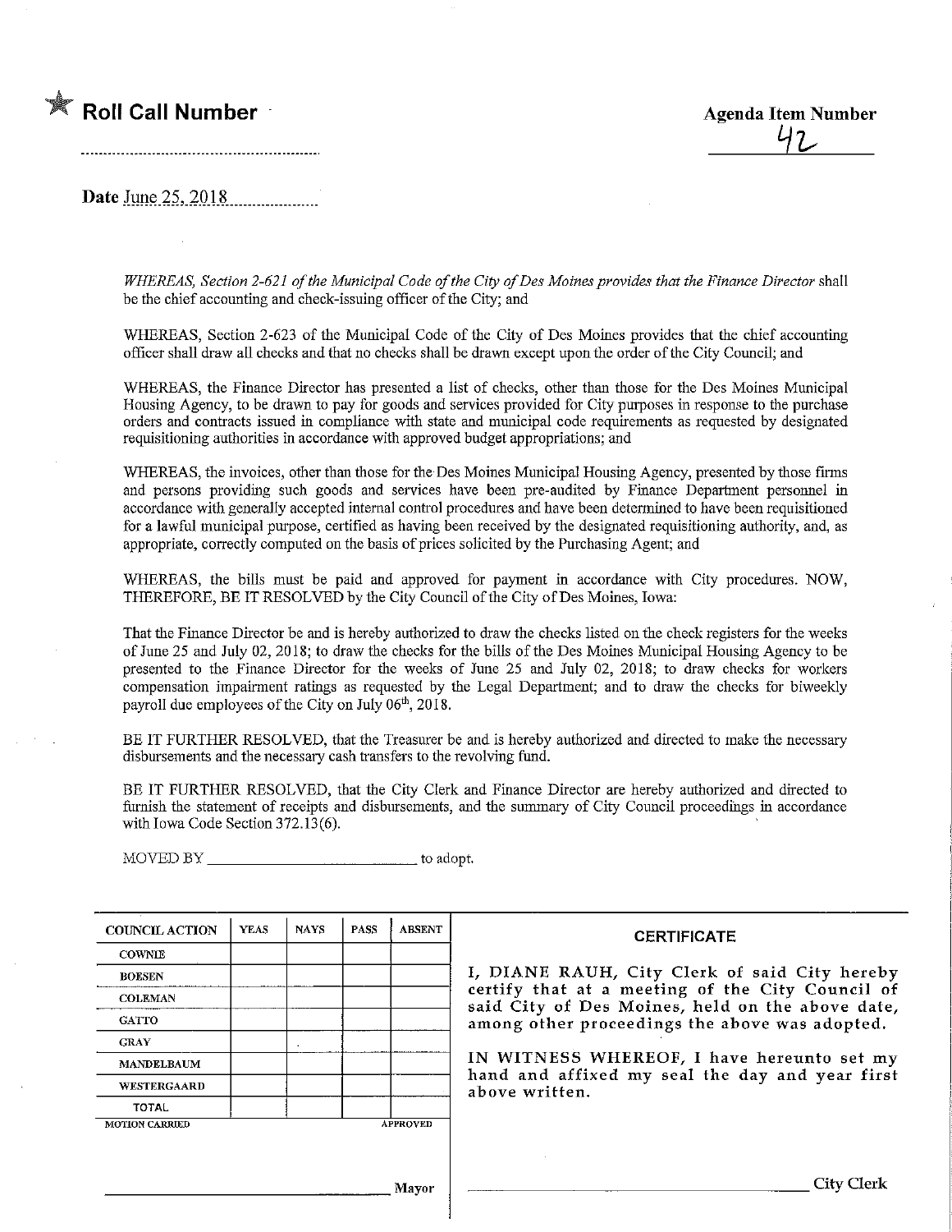★ **Roll Call Number** ........................................

**Agenda Item Number**
42

**Date** June 25, 2018

*WHEREAS, Section 2-621 of the Municipal Code of the City of Des Moines provides that the Finance Director* shall be the chief accounting and check-issuing officer of the City; and

WHEREAS, Section 2-623 of the Municipal Code of the City of Des Moines provides that the chief accounting officer shall draw all checks and that no checks shall be drawn except upon the order of the City Council; and

WHEREAS, the Finance Director has presented a list of checks, other than those for the Des Moines Municipal Housing Agency, to be drawn to pay for goods and services provided for City purposes in response to the purchase orders and contracts issued in compliance with state and municipal code requirements as requested by designated requisitioning authorities in accordance with approved budget appropriations; and

WHEREAS, the invoices, other than those for the Des Moines Municipal Housing Agency, presented by those firms and persons providing such goods and services have been pre-audited by Finance Department personnel in accordance with generally accepted internal control procedures and have been determined to have been requisitioned for a lawful municipal purpose, certified as having been received by the designated requisitioning authority, and, as appropriate, correctly computed on the basis of prices solicited by the Purchasing Agent; and

WHEREAS, the bills must be paid and approved for payment in accordance with City procedures. NOW, THEREFORE, BE IT RESOLVED by the City Council of the City of Des Moines, Iowa:

That the Finance Director be and is hereby authorized to draw the checks listed on the check registers for the weeks of June 25 and July 02, 2018; to draw the checks for the bills of the Des Moines Municipal Housing Agency to be presented to the Finance Director for the weeks of June 25 and July 02, 2018; to draw checks for workers compensation impairment ratings as requested by the Legal Department; and to draw the checks for biweekly payroll due employees of the City on July 06th, 2018.

BE IT FURTHER RESOLVED, that the Treasurer be and is hereby authorized and directed to make the necessary disbursements and the necessary cash transfers to the revolving fund.

BE IT FURTHER RESOLVED, that the City Clerk and Finance Director are hereby authorized and directed to furnish the statement of receipts and disbursements, and the summary of City Council proceedings in accordance with Iowa Code Section 372.13(6).

MOVED BY ____________________________ to adopt.

| COUNCIL ACTION | YEAS | NAYS | PASS | ABSENT |
|---|---|---|---|---|
| COWNIE | | | | |
| BOESEN | | | | |
| COLEMAN | | | | |
| GATTO | | | | |
| GRAY | | | | |
| MANDELBAUM | | | | |
| WESTERGAARD | | | | |
| TOTAL | | | | |

MOTION CARRIED APPROVED

____________________________ Mayor

**CERTIFICATE**

I, DIANE RAUH, City Clerk of said City hereby certify that at a meeting of the City Council of said City of Des Moines, held on the above date, among other proceedings the above was adopted.

IN WITNESS WHEREOF, I have hereunto set my hand and affixed my seal the day and year first above written.

____________________________ City Clerk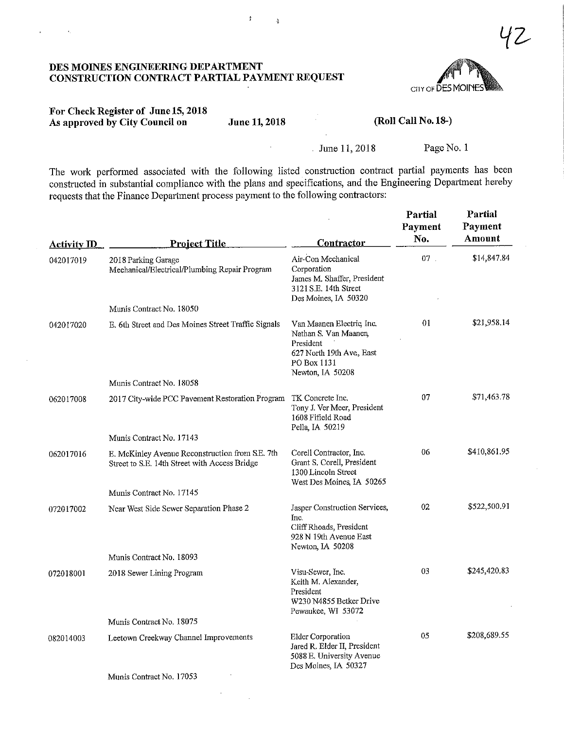42

# DES MOINES ENGINEERING DEPARTMENT
# CONSTRUCTION CONTRACT PARTIAL PAYMENT REQUEST

CITY OF DES MOINES

**For Check Register of June 15, 2018**
**As approved by City Council on** **June 11, 2018** **(Roll Call No. 18-)**

June 11, 2018

The work performed associated with the following listed construction contract partial payments has been constructed in substantial compliance with the plans and specifications, and the Engineering Department hereby requests that the Finance Department process payment to the following contractors:

| Activity ID | Project Title | Contractor | Partial Payment No. | Partial Payment Amount |
|---|---|---|---|---|
| 042017019 | 2018 Parking Garage Mechanical/Electrical/Plumbing Repair Program<br><br>Munis Contract No. 18050 | Air-Con Mechanical Corporation<br>James M. Shaffer, President<br>3121 S.E. 14th Street<br>Des Moines, IA 50320 | 07 | $14,847.84 |
| 042017020 | E. 6th Street and Des Moines Street Traffic Signals<br><br>Munis Contract No. 18058 | Van Maanen Electric, Inc.<br>Nathan S. Van Maanen, President<br>627 North 19th Ave, East<br>PO Box 1131<br>Newton, IA 50208 | 01 | $21,958.14 |
| 062017008 | 2017 City-wide PCC Pavement Restoration Program<br><br>Munis Contract No. 17143 | TK Concrete Inc.<br>Tony J. Ver Meer, President<br>1608 Fifield Road<br>Pella, IA 50219 | 07 | $71,463.78 |
| 062017016 | E. McKinley Avenue Reconstruction from S.E. 7th Street to S.E. 14th Street with Access Bridge<br><br>Munis Contract No. 17145 | Corell Contractor, Inc.<br>Grant S. Corell, President<br>1300 Lincoln Street<br>West Des Moines, IA 50265 | 06 | $410,861.95 |
| 072017002 | Near West Side Sewer Separation Phase 2<br><br>Munis Contract No. 18093 | Jasper Construction Services, Inc.<br>Cliff Rhoads, President<br>928 N 19th Avenue East<br>Newton, IA 50208 | 02 | $522,500.91 |
| 072018001 | 2018 Sewer Lining Program<br><br>Munis Contract No. 18075 | Visu-Sewer, Inc.<br>Keith M. Alexander, President<br>W230 N4855 Betker Drive<br>Pewaukee, WI 53072 | 03 | $245,420.83 |
| 082014003 | Leetown Creekway Channel Improvements<br><br>Munis Contract No. 17053 | Elder Corporation<br>Jared R. Elder II, President<br>5088 E. University Avenue<br>Des Moines, IA 50327 | 05 | $208,689.55 |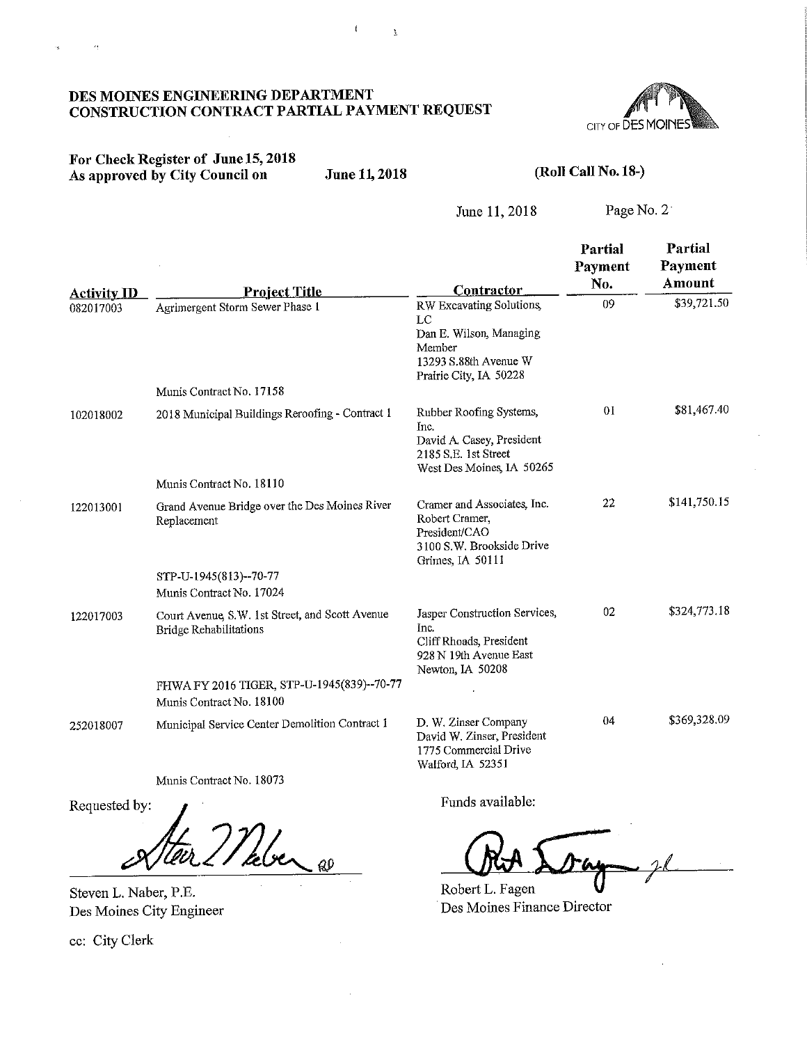**DES MOINES ENGINEERING DEPARTMENT**
**CONSTRUCTION CONTRACT PARTIAL PAYMENT REQUEST**

CITY OF DES MOINES

**For Check Register of June 15, 2018**
**As approved by City Council on** **June 11, 2018** **(Roll Call No. 18-)**

June 11, 2018 Page No. 2

| Activity ID | Project Title | Contractor | Partial Payment No. | Partial Payment Amount |
|---|---|---|---|---|
| 082017003 | Agrimergent Storm Sewer Phase 1<br><br>Munis Contract No. 17158 | RW Excavating Solutions, LC<br>Dan E. Wilson, Managing Member<br>13293 S.88th Avenue W<br>Prairie City, IA 50228 | 09 | $39,721.50 |
| 102018002 | 2018 Municipal Buildings Reroofing - Contract 1<br><br>Munis Contract No. 18110 | Rubber Roofing Systems, Inc.<br>David A. Casey, President<br>2185 S.E. 1st Street<br>West Des Moines, IA 50265 | 01 | $81,467.40 |
| 122013001 | Grand Avenue Bridge over the Des Moines River Replacement<br><br>STP-U-1945(813)--70-77<br>Munis Contract No. 17024 | Cramer and Associates, Inc.<br>Robert Cramer, President/CAO<br>3100 S.W. Brookside Drive<br>Grimes, IA 50111 | 22 | $141,750.15 |
| 122017003 | Court Avenue, S.W. 1st Street, and Scott Avenue Bridge Rehabilitations<br><br>FHWA FY 2016 TIGER, STP-U-1945(839)--70-77<br>Munis Contract No. 18100 | Jasper Construction Services, Inc.<br>Cliff Rhoads, President<br>928 N 19th Avenue East<br>Newton, IA 50208 | 02 | $324,773.18 |
| 252018007 | Municipal Service Center Demolition Contract 1<br><br>Munis Contract No. 18073 | D. W. Zinser Company<br>David W. Zinser, President<br>1775 Commercial Drive<br>Walford, IA 52351 | 04 | $369,328.09 |

Requested by:

Steven L. Naber, P.E.
Des Moines City Engineer

Funds available:

Robert L. Fagen
Des Moines Finance Director

cc: City Clerk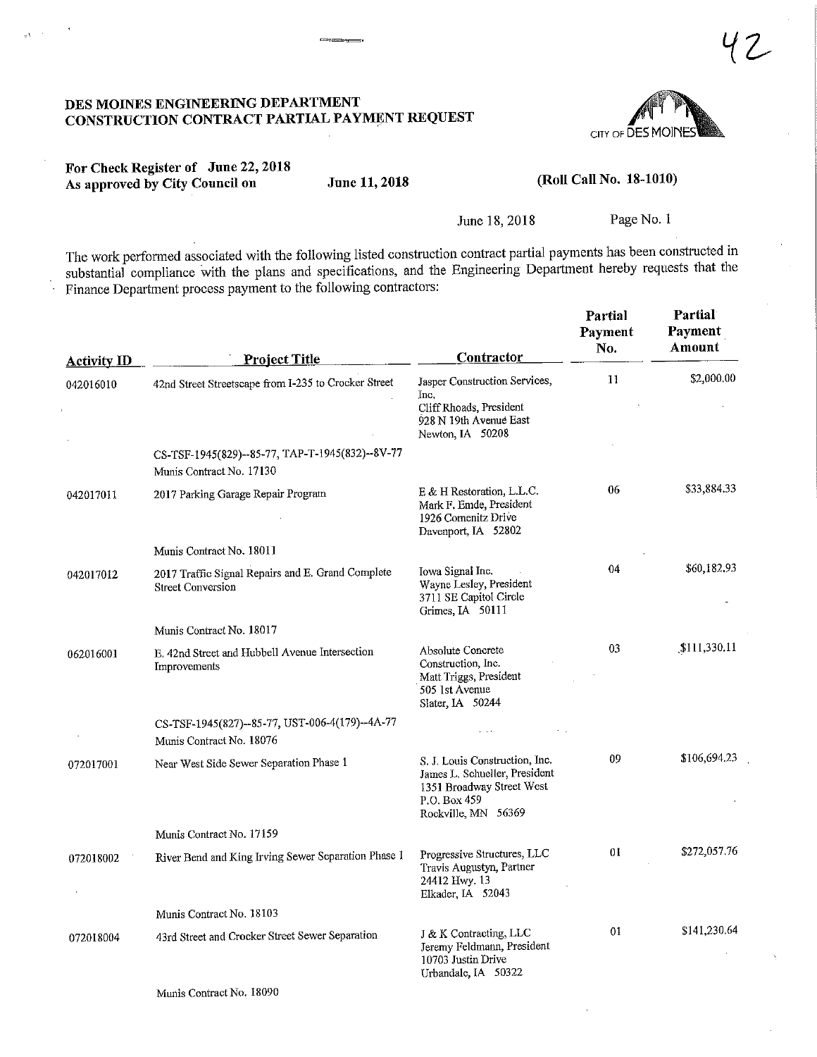# DES MOINES ENGINEERING DEPARTMENT
# CONSTRUCTION CONTRACT PARTIAL PAYMENT REQUEST

**For Check Register of June 22, 2018**
**As approved by City Council on June 11, 2018** **(Roll Call No. 18-1010)**

June 18, 2018 Page No. 1

The work performed associated with the following listed construction contract partial payments has been constructed in substantial compliance with the plans and specifications, and the Engineering Department hereby requests that the Finance Department process payment to the following contractors:

| Activity ID | Project Title | Contractor | Partial Payment No. | Partial Payment Amount |
|---|---|---|---|---|
| 042016010 | 42nd Street Streetscape from I-235 to Crocker Street<br>CS-TSF-1945(829)--85-77, TAP-T-1945(832)--8V-77<br>Munis Contract No. 17130 | Jasper Construction Services, Inc.<br>Cliff Rhoads, President<br>928 N 19th Avenue East<br>Newton, IA 50208 | 11 | $2,000.00 |
| 042017011 | 2017 Parking Garage Repair Program<br>Munis Contract No. 18011 | E & H Restoration, L.L.C.<br>Mark F. Emde, President<br>1926 Comenitz Drive<br>Davenport, IA 52802 | 06 | $33,884.33 |
| 042017012 | 2017 Traffic Signal Repairs and E. Grand Complete Street Conversion<br>Munis Contract No. 18017 | Iowa Signal Inc.<br>Wayne Lesley, President<br>3711 SE Capitol Circle<br>Grimes, IA 50111 | 04 | $60,182.93 |
| 062016001 | E. 42nd Street and Hubbell Avenue Intersection Improvements<br>CS-TSF-1945(827)--85-77, UST-006-4(179)--4A-77<br>Munis Contract No. 18076 | Absolute Concrete Construction, Inc.<br>Matt Triggs, President<br>505 1st Avenue<br>Slater, IA 50244 | 03 | $111,330.11 |
| 072017001 | Near West Side Sewer Separation Phase 1<br>Munis Contract No. 17159 | S. J. Louis Construction, Inc.<br>James L. Schueller, President<br>1351 Broadway Street West<br>P.O. Box 459<br>Rockville, MN 56369 | 09 | $106,694.23 |
| 072018002 | River Bend and King Irving Sewer Separation Phase I<br>Munis Contract No. 18103 | Progressive Structures, LLC<br>Travis Augustyn, Partner<br>24412 Hwy. 13<br>Elkader, IA 52043 | 01 | $272,057.76 |
| 072018004 | 43rd Street and Crocker Street Sewer Separation<br>Munis Contract No. 18090 | J & K Contracting, LLC<br>Jeremy Feldmann, President<br>10703 Justin Drive<br>Urbandale, IA 50322 | 01 | $141,230.64 |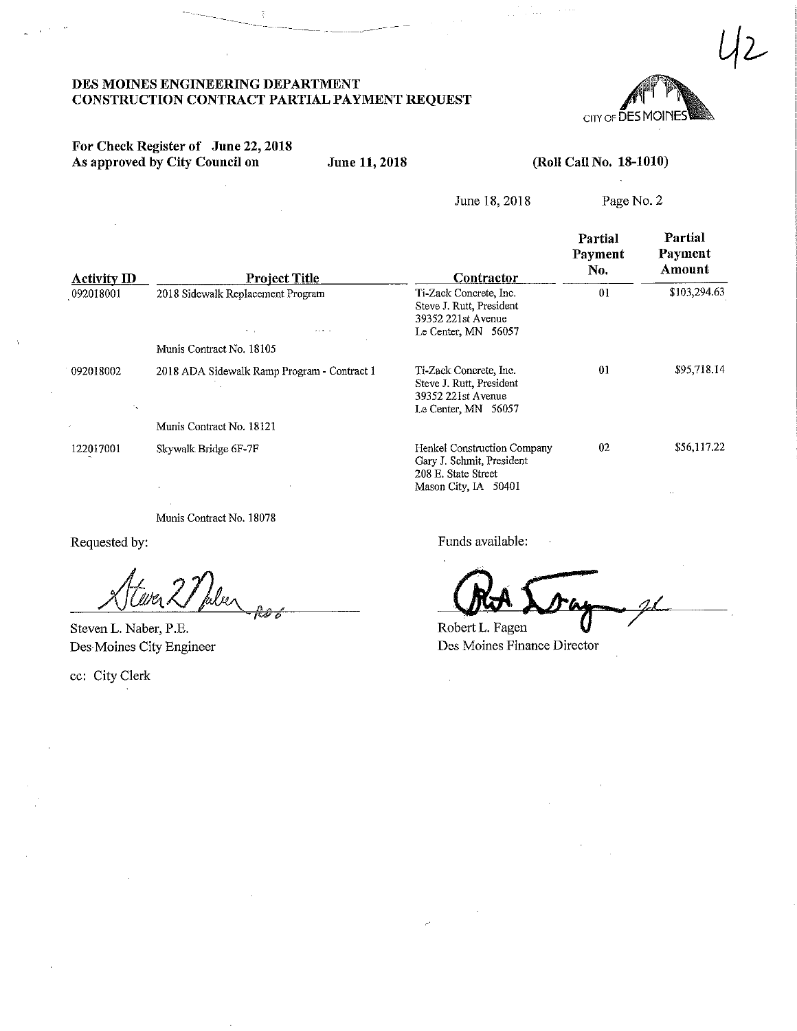42

**DES MOINES ENGINEERING DEPARTMENT**
**CONSTRUCTION CONTRACT PARTIAL PAYMENT REQUEST**

CITY OF DES MOINES

**For Check Register of June 22, 2018**
**As approved by City Council on June 11, 2018** **(Roll Call No. 18-1010)**

June 18, 2018

| Activity ID | Project Title | Contractor | Partial Payment No. | Partial Payment Amount |
|---|---|---|---|---|
| 092018001 | 2018 Sidewalk Replacement Program<br>Munis Contract No. 18105 | Ti-Zack Concrete, Inc.<br>Steve J. Rutt, President<br>39352 221st Avenue<br>Le Center, MN 56057 | 01 | $103,294.63 |
| 092018002 | 2018 ADA Sidewalk Ramp Program - Contract 1<br>Munis Contract No. 18121 | Ti-Zack Concrete, Inc.<br>Steve J. Rutt, President<br>39352 221st Avenue<br>Le Center, MN 56057 | 01 | $95,718.14 |
| 122017001 | Skywalk Bridge 6F-7F<br>Munis Contract No. 18078 | Henkel Construction Company<br>Gary J. Schmit, President<br>208 E. State Street<br>Mason City, IA 50401 | 02 | $56,117.22 |

Requested by:

Steven L. Naber, P.E.
Des Moines City Engineer

Funds available:

Robert L. Fagen
Des Moines Finance Director

cc: City Clerk